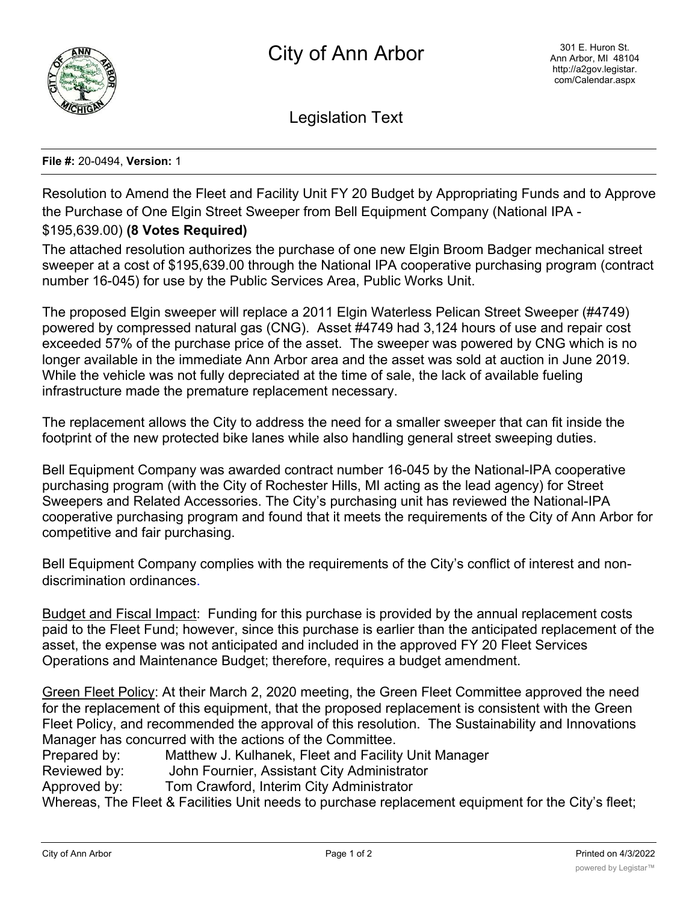# City of Ann Arbor

301 E. Huron St.
Ann Arbor, MI 48104
http://a2gov.legistar.com/Calendar.aspx

## Legislation Text

**File #:** 20-0494, **Version:** 1

Resolution to Amend the Fleet and Facility Unit FY 20 Budget by Appropriating Funds and to Approve the Purchase of One Elgin Street Sweeper from Bell Equipment Company (National IPA - $195,639.00) **(8 Votes Required)**

The attached resolution authorizes the purchase of one new Elgin Broom Badger mechanical street sweeper at a cost of $195,639.00 through the National IPA cooperative purchasing program (contract number 16-045) for use by the Public Services Area, Public Works Unit.

The proposed Elgin sweeper will replace a 2011 Elgin Waterless Pelican Street Sweeper (#4749) powered by compressed natural gas (CNG). Asset #4749 had 3,124 hours of use and repair cost exceeded 57% of the purchase price of the asset. The sweeper was powered by CNG which is no longer available in the immediate Ann Arbor area and the asset was sold at auction in June 2019. While the vehicle was not fully depreciated at the time of sale, the lack of available fueling infrastructure made the premature replacement necessary.

The replacement allows the City to address the need for a smaller sweeper that can fit inside the footprint of the new protected bike lanes while also handling general street sweeping duties.

Bell Equipment Company was awarded contract number 16-045 by the National-IPA cooperative purchasing program (with the City of Rochester Hills, MI acting as the lead agency) for Street Sweepers and Related Accessories. The City's purchasing unit has reviewed the National-IPA cooperative purchasing program and found that it meets the requirements of the City of Ann Arbor for competitive and fair purchasing.

Bell Equipment Company complies with the requirements of the City's conflict of interest and non-discrimination ordinances.

Budget and Fiscal Impact: Funding for this purchase is provided by the annual replacement costs paid to the Fleet Fund; however, since this purchase is earlier than the anticipated replacement of the asset, the expense was not anticipated and included in the approved FY 20 Fleet Services Operations and Maintenance Budget; therefore, requires a budget amendment.

Green Fleet Policy: At their March 2, 2020 meeting, the Green Fleet Committee approved the need for the replacement of this equipment, that the proposed replacement is consistent with the Green Fleet Policy, and recommended the approval of this resolution. The Sustainability and Innovations Manager has concurred with the actions of the Committee.

Prepared by: Matthew J. Kulhanek, Fleet and Facility Unit Manager
Reviewed by: John Fournier, Assistant City Administrator
Approved by: Tom Crawford, Interim City Administrator

Whereas, The Fleet & Facilities Unit needs to purchase replacement equipment for the City's fleet;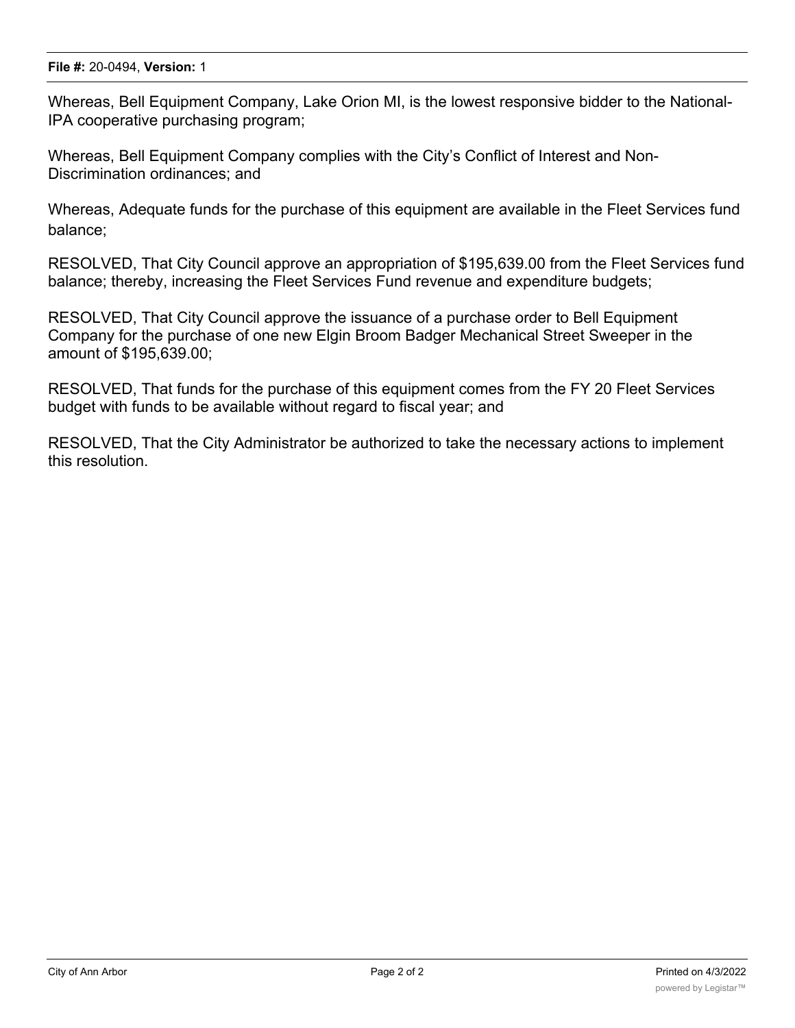**File #:** 20-0494, **Version:** 1

Whereas, Bell Equipment Company, Lake Orion MI, is the lowest responsive bidder to the National-IPA cooperative purchasing program;

Whereas, Bell Equipment Company complies with the City's Conflict of Interest and Non-Discrimination ordinances; and

Whereas, Adequate funds for the purchase of this equipment are available in the Fleet Services fund balance;

RESOLVED, That City Council approve an appropriation of $195,639.00 from the Fleet Services fund balance; thereby, increasing the Fleet Services Fund revenue and expenditure budgets;

RESOLVED, That City Council approve the issuance of a purchase order to Bell Equipment Company for the purchase of one new Elgin Broom Badger Mechanical Street Sweeper in the amount of $195,639.00;

RESOLVED, That funds for the purchase of this equipment comes from the FY 20 Fleet Services budget with funds to be available without regard to fiscal year; and

RESOLVED, That the City Administrator be authorized to take the necessary actions to implement this resolution.